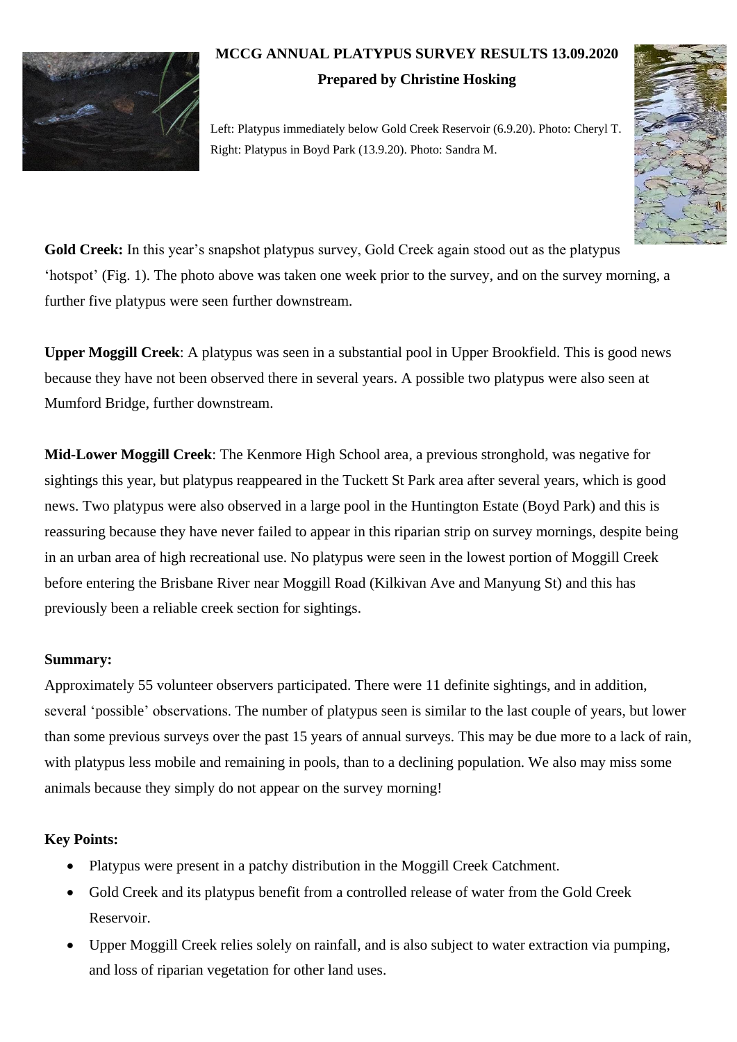# MCCG ANNUAL PLATYPUS SURVEY RESULTS 13.09.2020

**Prepared by Christine Hosking**

Left: Platypus immediately below Gold Creek Reservoir (6.9.20). Photo: Cheryl T.
Right: Platypus in Boyd Park (13.9.20). Photo: Sandra M.

**Gold Creek:** In this year's snapshot platypus survey, Gold Creek again stood out as the platypus 'hotspot' (Fig. 1). The photo above was taken one week prior to the survey, and on the survey morning, a further five platypus were seen further downstream.

**Upper Moggill Creek**: A platypus was seen in a substantial pool in Upper Brookfield. This is good news because they have not been observed there in several years. A possible two platypus were also seen at Mumford Bridge, further downstream.

**Mid-Lower Moggill Creek**: The Kenmore High School area, a previous stronghold, was negative for sightings this year, but platypus reappeared in the Tuckett St Park area after several years, which is good news. Two platypus were also observed in a large pool in the Huntington Estate (Boyd Park) and this is reassuring because they have never failed to appear in this riparian strip on survey mornings, despite being in an urban area of high recreational use. No platypus were seen in the lowest portion of Moggill Creek before entering the Brisbane River near Moggill Road (Kilkivan Ave and Manyung St) and this has previously been a reliable creek section for sightings.

**Summary:**

Approximately 55 volunteer observers participated. There were 11 definite sightings, and in addition, several 'possible' observations. The number of platypus seen is similar to the last couple of years, but lower than some previous surveys over the past 15 years of annual surveys. This may be due more to a lack of rain, with platypus less mobile and remaining in pools, than to a declining population. We also may miss some animals because they simply do not appear on the survey morning!

**Key Points:**

- Platypus were present in a patchy distribution in the Moggill Creek Catchment.
- Gold Creek and its platypus benefit from a controlled release of water from the Gold Creek Reservoir.
- Upper Moggill Creek relies solely on rainfall, and is also subject to water extraction via pumping, and loss of riparian vegetation for other land uses.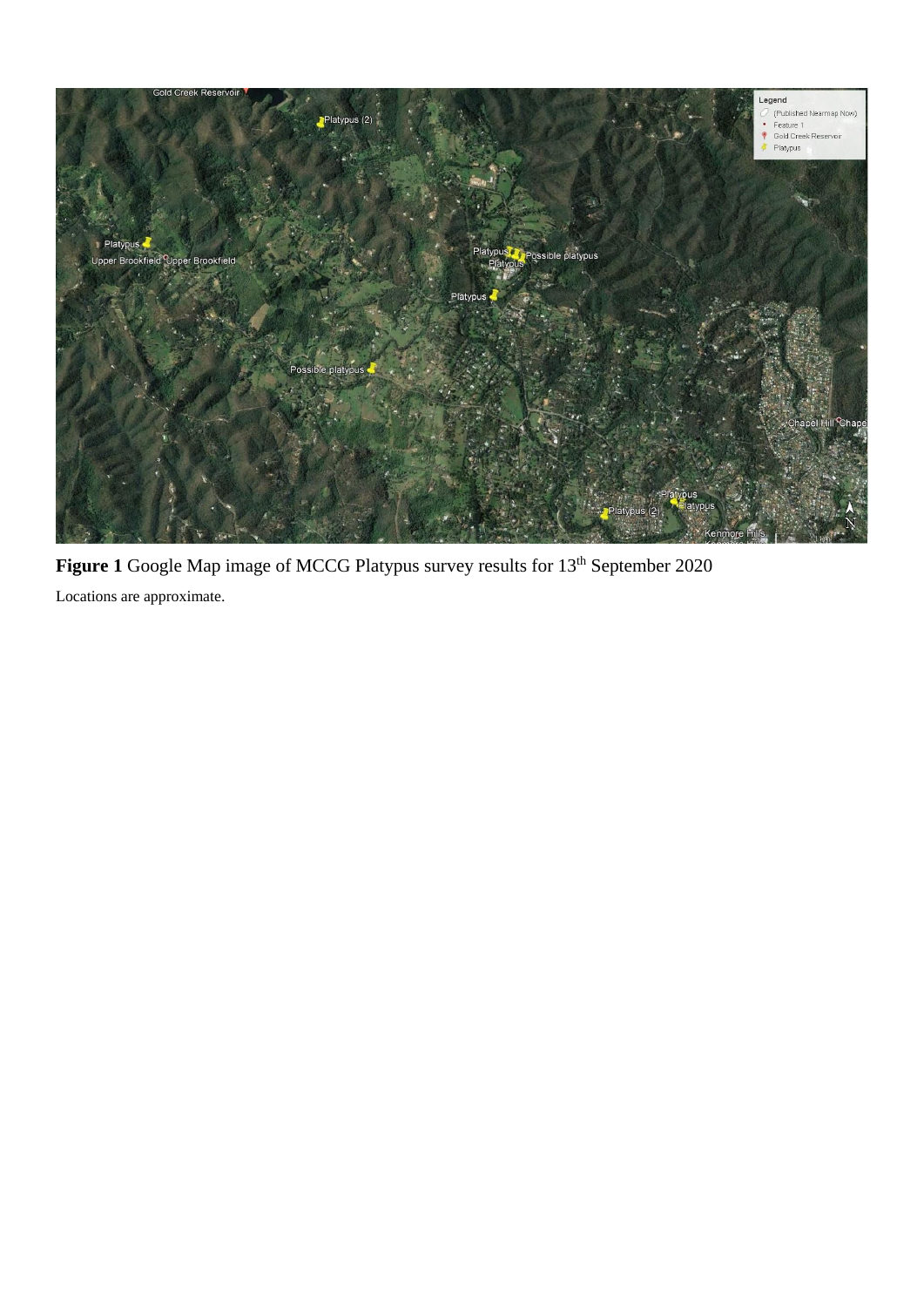Gold Creek Reservoir

Platypus (2)

Legend

(Published Nearmap Now)

Feature 1

Gold Creek Reservoir

Platypus

Platypus

Upper Brookfield Upper Brookfield

Platypus

Possible platypus

Platypus

Platypus

Possible platypus

Chapel Hill Chape

Platypus

Platypus

Platypus (2)

Kenmore Hills

N

**Figure 1** Google Map image of MCCG Platypus survey results for 13th September 2020

Locations are approximate.